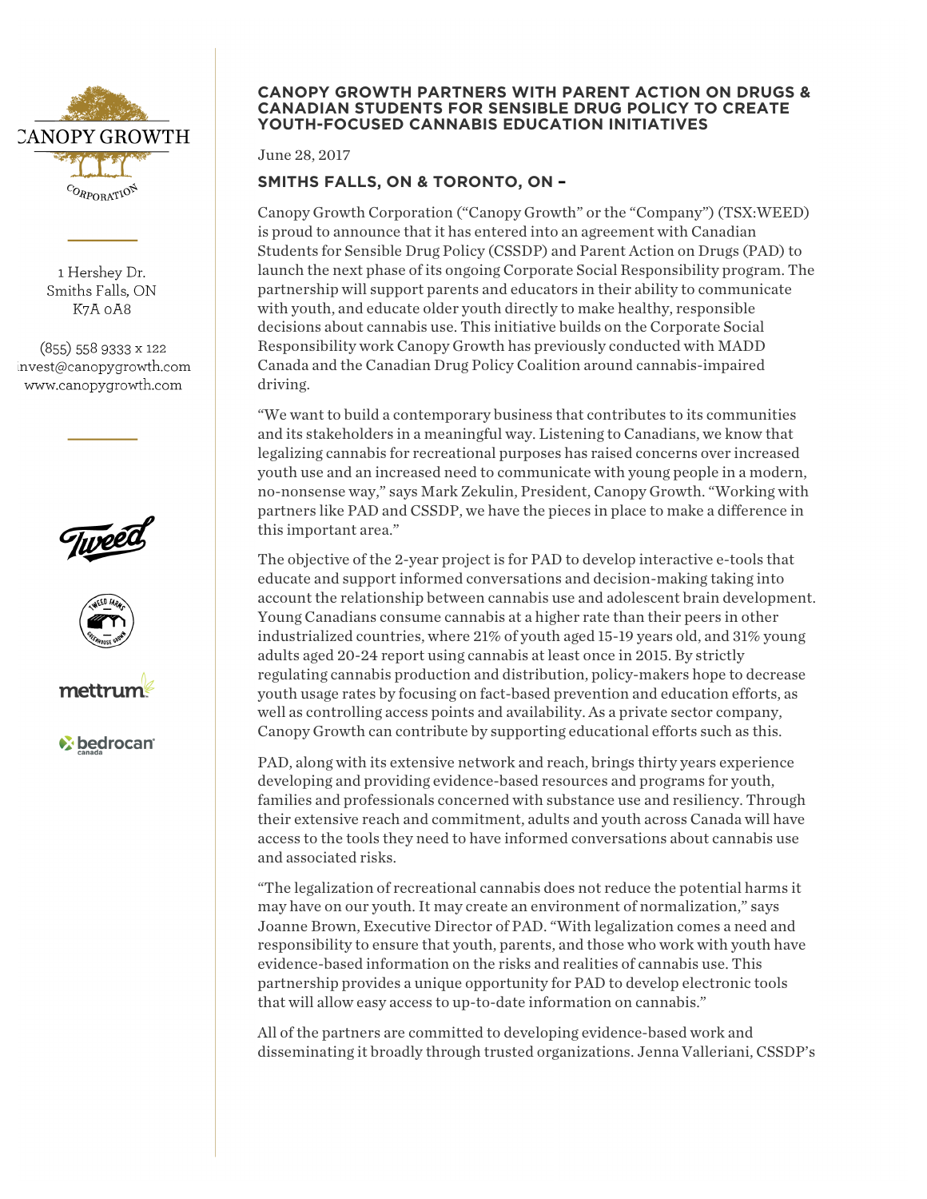CANOPY GROWTH CORPORATION

1 Hershey Dr.
Smiths Falls, ON
K7A 0A8

(855) 558 9333 x 122
invest@canopygrowth.com
www.canopygrowth.com

# CANOPY GROWTH PARTNERS WITH PARENT ACTION ON DRUGS & CANADIAN STUDENTS FOR SENSIBLE DRUG POLICY TO CREATE YOUTH-FOCUSED CANNABIS EDUCATION INITIATIVES

June 28, 2017

**SMITHS FALLS, ON & TORONTO, ON –**

Canopy Growth Corporation ("Canopy Growth" or the "Company") (TSX:WEED) is proud to announce that it has entered into an agreement with Canadian Students for Sensible Drug Policy (CSSDP) and Parent Action on Drugs (PAD) to launch the next phase of its ongoing Corporate Social Responsibility program. The partnership will support parents and educators in their ability to communicate with youth, and educate older youth directly to make healthy, responsible decisions about cannabis use. This initiative builds on the Corporate Social Responsibility work Canopy Growth has previously conducted with MADD Canada and the Canadian Drug Policy Coalition around cannabis-impaired driving.

"We want to build a contemporary business that contributes to its communities and its stakeholders in a meaningful way. Listening to Canadians, we know that legalizing cannabis for recreational purposes has raised concerns over increased youth use and an increased need to communicate with young people in a modern, no-nonsense way," says Mark Zekulin, President, Canopy Growth. "Working with partners like PAD and CSSDP, we have the pieces in place to make a difference in this important area."

The objective of the 2-year project is for PAD to develop interactive e-tools that educate and support informed conversations and decision-making taking into account the relationship between cannabis use and adolescent brain development. Young Canadians consume cannabis at a higher rate than their peers in other industrialized countries, where 21% of youth aged 15-19 years old, and 31% young adults aged 20-24 report using cannabis at least once in 2015. By strictly regulating cannabis production and distribution, policy-makers hope to decrease youth usage rates by focusing on fact-based prevention and education efforts, as well as controlling access points and availability. As a private sector company, Canopy Growth can contribute by supporting educational efforts such as this.

PAD, along with its extensive network and reach, brings thirty years experience developing and providing evidence-based resources and programs for youth, families and professionals concerned with substance use and resiliency. Through their extensive reach and commitment, adults and youth across Canada will have access to the tools they need to have informed conversations about cannabis use and associated risks.

"The legalization of recreational cannabis does not reduce the potential harms it may have on our youth. It may create an environment of normalization," says Joanne Brown, Executive Director of PAD. "With legalization comes a need and responsibility to ensure that youth, parents, and those who work with youth have evidence-based information on the risks and realities of cannabis use. This partnership provides a unique opportunity for PAD to develop electronic tools that will allow easy access to up-to-date information on cannabis."

All of the partners are committed to developing evidence-based work and disseminating it broadly through trusted organizations. Jenna Valleriani, CSSDP's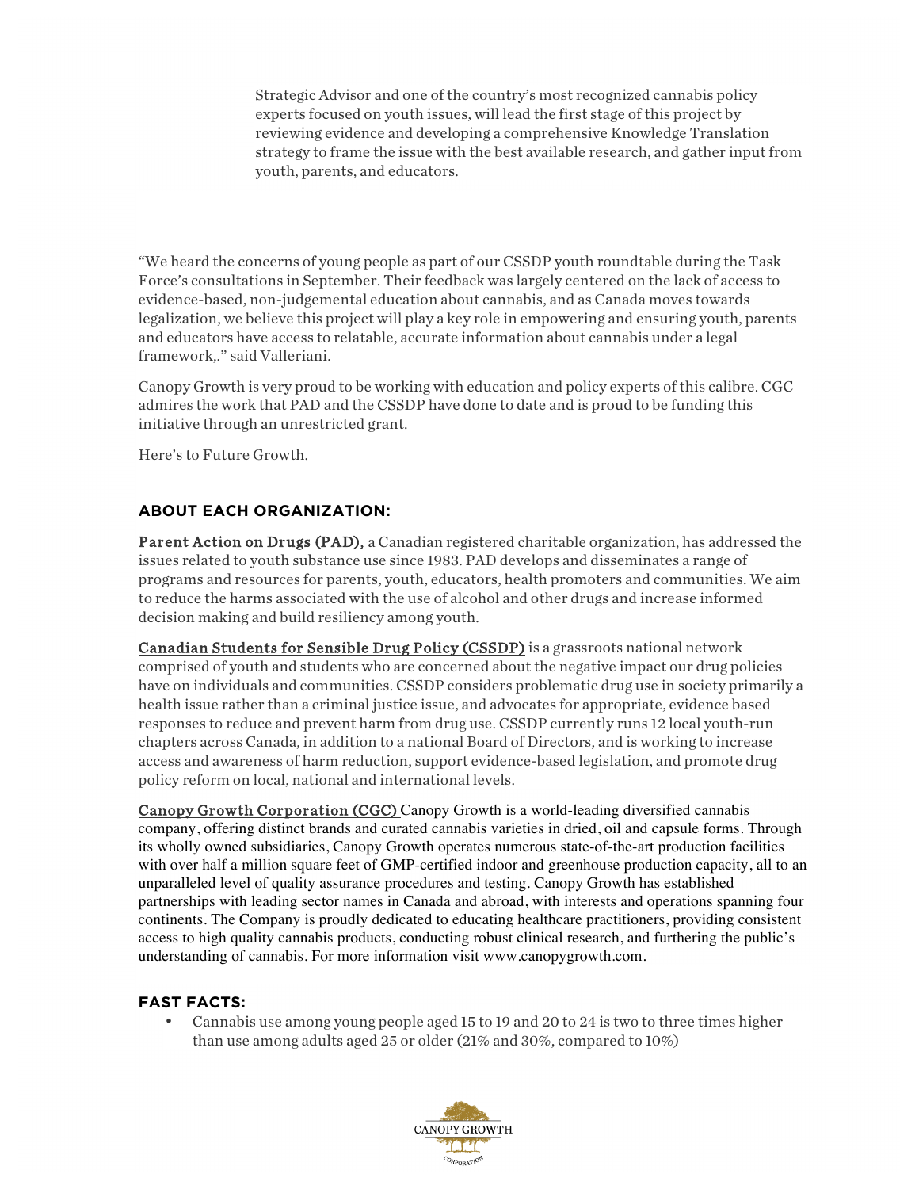Strategic Advisor and one of the country's most recognized cannabis policy experts focused on youth issues, will lead the first stage of this project by reviewing evidence and developing a comprehensive Knowledge Translation strategy to frame the issue with the best available research, and gather input from youth, parents, and educators.

"We heard the concerns of young people as part of our CSSDP youth roundtable during the Task Force's consultations in September. Their feedback was largely centered on the lack of access to evidence-based, non-judgemental education about cannabis, and as Canada moves towards legalization, we believe this project will play a key role in empowering and ensuring youth, parents and educators have access to relatable, accurate information about cannabis under a legal framework,." said Valleriani.

Canopy Growth is very proud to be working with education and policy experts of this calibre. CGC admires the work that PAD and the CSSDP have done to date and is proud to be funding this initiative through an unrestricted grant.

Here's to Future Growth.

## ABOUT EACH ORGANIZATION:

Parent Action on Drugs (PAD), a Canadian registered charitable organization, has addressed the issues related to youth substance use since 1983. PAD develops and disseminates a range of programs and resources for parents, youth, educators, health promoters and communities. We aim to reduce the harms associated with the use of alcohol and other drugs and increase informed decision making and build resiliency among youth.

Canadian Students for Sensible Drug Policy (CSSDP) is a grassroots national network comprised of youth and students who are concerned about the negative impact our drug policies have on individuals and communities. CSSDP considers problematic drug use in society primarily a health issue rather than a criminal justice issue, and advocates for appropriate, evidence based responses to reduce and prevent harm from drug use. CSSDP currently runs 12 local youth-run chapters across Canada, in addition to a national Board of Directors, and is working to increase access and awareness of harm reduction, support evidence-based legislation, and promote drug policy reform on local, national and international levels.

Canopy Growth Corporation (CGC) Canopy Growth is a world-leading diversified cannabis company, offering distinct brands and curated cannabis varieties in dried, oil and capsule forms. Through its wholly owned subsidiaries, Canopy Growth operates numerous state-of-the-art production facilities with over half a million square feet of GMP-certified indoor and greenhouse production capacity, all to an unparalleled level of quality assurance procedures and testing. Canopy Growth has established partnerships with leading sector names in Canada and abroad, with interests and operations spanning four continents. The Company is proudly dedicated to educating healthcare practitioners, providing consistent access to high quality cannabis products, conducting robust clinical research, and furthering the public's understanding of cannabis. For more information visit www.canopygrowth.com.

## FAST FACTS:

- Cannabis use among young people aged 15 to 19 and 20 to 24 is two to three times higher than use among adults aged 25 or older (21% and 30%, compared to 10%)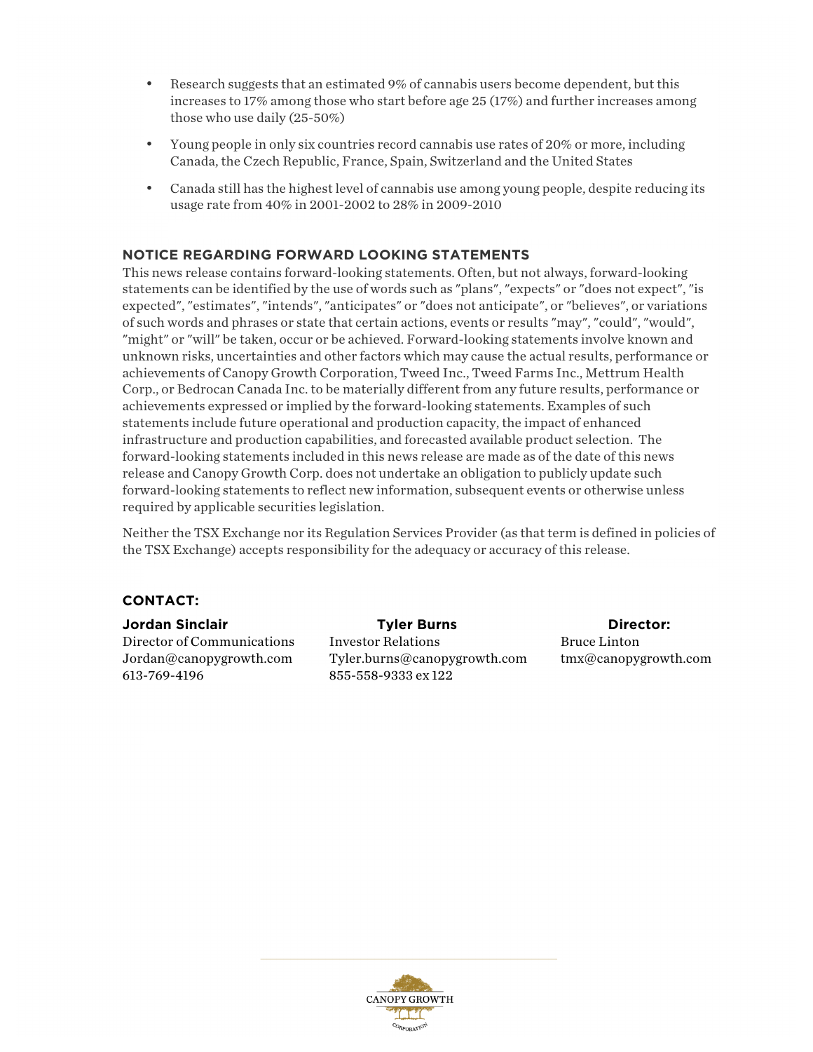- Research suggests that an estimated 9% of cannabis users become dependent, but this increases to 17% among those who start before age 25 (17%) and further increases among those who use daily (25-50%)
- Young people in only six countries record cannabis use rates of 20% or more, including Canada, the Czech Republic, France, Spain, Switzerland and the United States
- Canada still has the highest level of cannabis use among young people, despite reducing its usage rate from 40% in 2001-2002 to 28% in 2009-2010

## NOTICE REGARDING FORWARD LOOKING STATEMENTS

This news release contains forward-looking statements. Often, but not always, forward-looking statements can be identified by the use of words such as "plans", "expects" or "does not expect", "is expected", "estimates", "intends", "anticipates" or "does not anticipate", or "believes", or variations of such words and phrases or state that certain actions, events or results "may", "could", "would", "might" or "will" be taken, occur or be achieved. Forward-looking statements involve known and unknown risks, uncertainties and other factors which may cause the actual results, performance or achievements of Canopy Growth Corporation, Tweed Inc., Tweed Farms Inc., Mettrum Health Corp., or Bedrocan Canada Inc. to be materially different from any future results, performance or achievements expressed or implied by the forward-looking statements. Examples of such statements include future operational and production capacity, the impact of enhanced infrastructure and production capabilities, and forecasted available product selection. The forward-looking statements included in this news release are made as of the date of this news release and Canopy Growth Corp. does not undertake an obligation to publicly update such forward-looking statements to reflect new information, subsequent events or otherwise unless required by applicable securities legislation.

Neither the TSX Exchange nor its Regulation Services Provider (as that term is defined in policies of the TSX Exchange) accepts responsibility for the adequacy or accuracy of this release.

## CONTACT:

**Jordan Sinclair**
Director of Communications
Jordan@canopygrowth.com
613-769-4196

**Tyler Burns**
Investor Relations
Tyler.burns@canopygrowth.com
855-558-9333 ex 122

**Director:**
Bruce Linton
tmx@canopygrowth.com